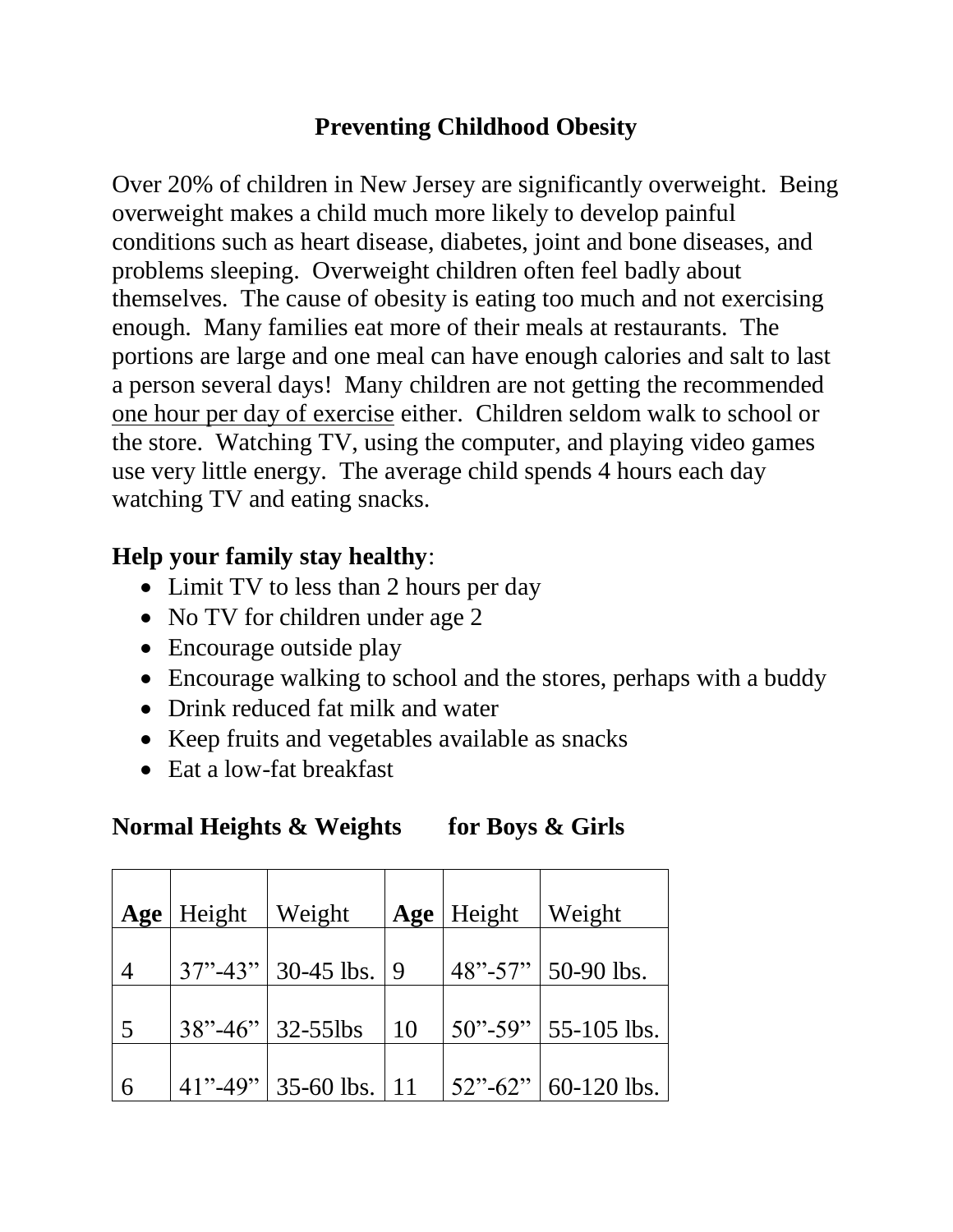# Preventing Childhood Obesity

Over 20% of children in New Jersey are significantly overweight. Being overweight makes a child much more likely to develop painful conditions such as heart disease, diabetes, joint and bone diseases, and problems sleeping. Overweight children often feel badly about themselves. The cause of obesity is eating too much and not exercising enough. Many families eat more of their meals at restaurants. The portions are large and one meal can have enough calories and salt to last a person several days! Many children are not getting the recommended <u>one hour per day of exercise</u> either. Children seldom walk to school or the store. Watching TV, using the computer, and playing video games use very little energy. The average child spends 4 hours each day watching TV and eating snacks.

**Help your family stay healthy**:

- Limit TV to less than 2 hours per day
- No TV for children under age 2
- Encourage outside play
- Encourage walking to school and the stores, perhaps with a buddy
- Drink reduced fat milk and water
- Keep fruits and vegetables available as snacks
- Eat a low-fat breakfast

## Normal Heights & Weights for Boys & Girls

| **Age** | Height | Weight | **Age** | Height | Weight |
|---|---|---|---|---|---|
| 4 | 37"-43" | 30-45 lbs. | 9 | 48"-57" | 50-90 lbs. |
| 5 | 38"-46" | 32-55lbs | 10 | 50"-59" | 55-105 lbs. |
| 6 | 41"-49" | 35-60 lbs. | 11 | 52"-62" | 60-120 lbs. |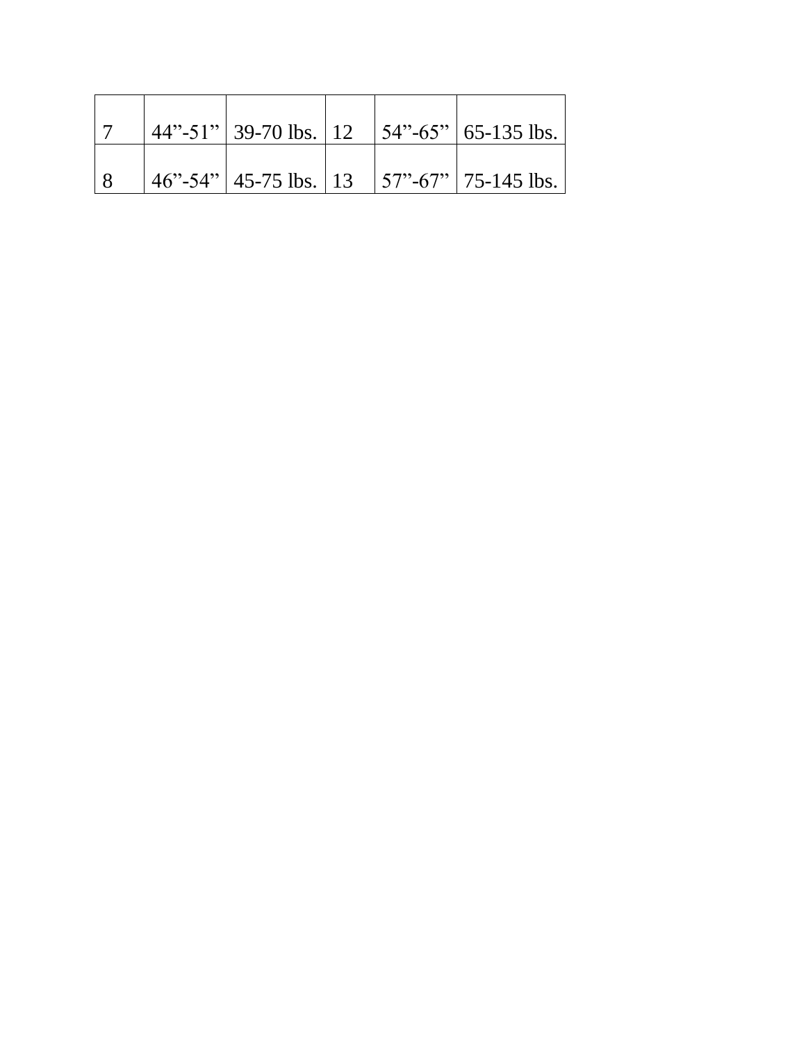| | | | | | |
|---|---|---|---|---|---|
| 7 | 44”-51” | 39-70 lbs. | 12 | 54”-65” | 65-135 lbs. |
| 8 | 46”-54” | 45-75 lbs. | 13 | 57”-67” | 75-145 lbs. |